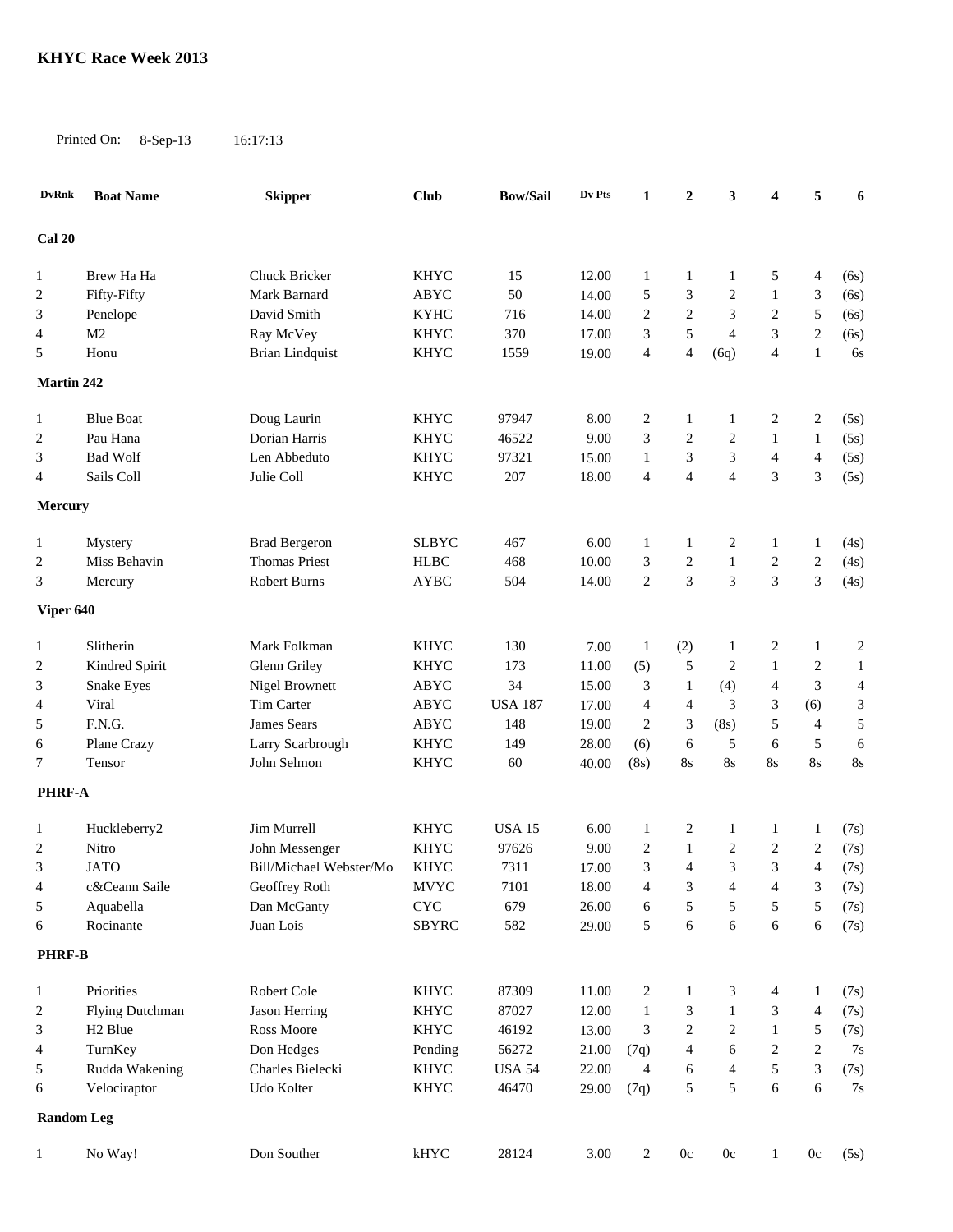# KHYC Race Week 2013

Printed On: 8-Sep-13 16:17:13

| DvRnk | Boat Name | Skipper | Club | Bow/Sail | Dv Pts | 1 | 2 | 3 | 4 | 5 | 6 |
|---|---|---|---|---|---|---|---|---|---|---|---|
| **Cal 20** | | | | | | | | | | | |
| 1 | Brew Ha Ha | Chuck Bricker | KHYC | 15 | 12.00 | 1 | 1 | 1 | 5 | 4 | (6s) |
| 2 | Fifty-Fifty | Mark Barnard | ABYC | 50 | 14.00 | 5 | 3 | 2 | 1 | 3 | (6s) |
| 3 | Penelope | David Smith | KYHC | 716 | 14.00 | 2 | 2 | 3 | 2 | 5 | (6s) |
| 4 | M2 | Ray McVey | KHYC | 370 | 17.00 | 3 | 5 | 4 | 3 | 2 | (6s) |
| 5 | Honu | Brian Lindquist | KHYC | 1559 | 19.00 | 4 | 4 | (6q) | 4 | 1 | 6s |
| **Martin 242** | | | | | | | | | | | |
| 1 | Blue Boat | Doug Laurin | KHYC | 97947 | 8.00 | 2 | 1 | 1 | 2 | 2 | (5s) |
| 2 | Pau Hana | Dorian Harris | KHYC | 46522 | 9.00 | 3 | 2 | 2 | 1 | 1 | (5s) |
| 3 | Bad Wolf | Len Abbeduto | KHYC | 97321 | 15.00 | 1 | 3 | 3 | 4 | 4 | (5s) |
| 4 | Sails Coll | Julie Coll | KHYC | 207 | 18.00 | 4 | 4 | 4 | 3 | 3 | (5s) |
| **Mercury** | | | | | | | | | | | |
| 1 | Mystery | Brad Bergeron | SLBYC | 467 | 6.00 | 1 | 1 | 2 | 1 | 1 | (4s) |
| 2 | Miss Behavin | Thomas Priest | HLBC | 468 | 10.00 | 3 | 2 | 1 | 2 | 2 | (4s) |
| 3 | Mercury | Robert Burns | AYBC | 504 | 14.00 | 2 | 3 | 3 | 3 | 3 | (4s) |
| **Viper 640** | | | | | | | | | | | |
| 1 | Slitherin | Mark Folkman | KHYC | 130 | 7.00 | 1 | (2) | 1 | 2 | 1 | 2 |
| 2 | Kindred Spirit | Glenn Griley | KHYC | 173 | 11.00 | (5) | 5 | 2 | 1 | 2 | 1 |
| 3 | Snake Eyes | Nigel Brownett | ABYC | 34 | 15.00 | 3 | 1 | (4) | 4 | 3 | 4 |
| 4 | Viral | Tim Carter | ABYC | USA 187 | 17.00 | 4 | 4 | 3 | 3 | (6) | 3 |
| 5 | F.N.G. | James Sears | ABYC | 148 | 19.00 | 2 | 3 | (8s) | 5 | 4 | 5 |
| 6 | Plane Crazy | Larry Scarbrough | KHYC | 149 | 28.00 | (6) | 6 | 5 | 6 | 5 | 6 |
| 7 | Tensor | John Selmon | KHYC | 60 | 40.00 | (8s) | 8s | 8s | 8s | 8s | 8s |
| **PHRF-A** | | | | | | | | | | | |
| 1 | Huckleberry2 | Jim Murrell | KHYC | USA 15 | 6.00 | 1 | 2 | 1 | 1 | 1 | (7s) |
| 2 | Nitro | John Messenger | KHYC | 97626 | 9.00 | 2 | 1 | 2 | 2 | 2 | (7s) |
| 3 | JATO | Bill/Michael Webster/Mo | KHYC | 7311 | 17.00 | 3 | 4 | 3 | 3 | 4 | (7s) |
| 4 | c&Ceann Saile | Geoffrey Roth | MVYC | 7101 | 18.00 | 4 | 3 | 4 | 4 | 3 | (7s) |
| 5 | Aquabella | Dan McGanty | CYC | 679 | 26.00 | 6 | 5 | 5 | 5 | 5 | (7s) |
| 6 | Rocinante | Juan Lois | SBYRC | 582 | 29.00 | 5 | 6 | 6 | 6 | 6 | (7s) |
| **PHRF-B** | | | | | | | | | | | |
| 1 | Priorities | Robert Cole | KHYC | 87309 | 11.00 | 2 | 1 | 3 | 4 | 1 | (7s) |
| 2 | Flying Dutchman | Jason Herring | KHYC | 87027 | 12.00 | 1 | 3 | 1 | 3 | 4 | (7s) |
| 3 | H2 Blue | Ross Moore | KHYC | 46192 | 13.00 | 3 | 2 | 2 | 1 | 5 | (7s) |
| 4 | TurnKey | Don Hedges | Pending | 56272 | 21.00 | (7q) | 4 | 6 | 2 | 2 | 7s |
| 5 | Rudda Wakening | Charles Bielecki | KHYC | USA 54 | 22.00 | 4 | 6 | 4 | 5 | 3 | (7s) |
| 6 | Velociraptor | Udo Kolter | KHYC | 46470 | 29.00 | (7q) | 5 | 5 | 6 | 6 | 7s |
| **Random Leg** | | | | | | | | | | | |
| 1 | No Way! | Don Souther | kHYC | 28124 | 3.00 | 2 | 0c | 0c | 1 | 0c | (5s) |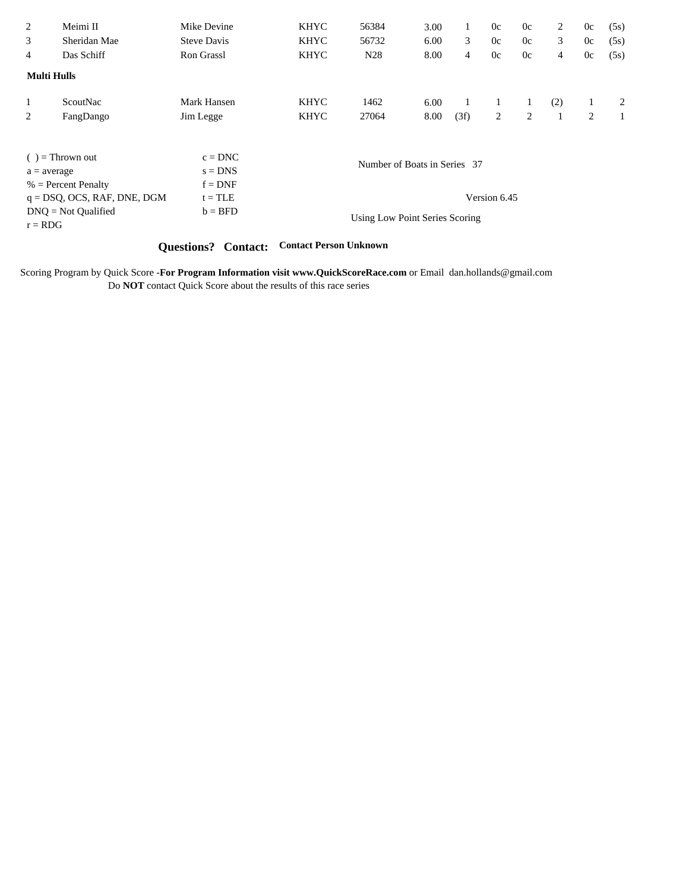| | | | | | | | | | | | |
|---|---|---|---|---|---|---|---|---|---|---|---|
| 2 | Meimi II | Mike Devine | KHYC | 56384 | 3.00 | 1 | 0c | 0c | 2 | 0c | (5s) |
| 3 | Sheridan Mae | Steve Davis | KHYC | 56732 | 6.00 | 3 | 0c | 0c | 3 | 0c | (5s) |
| 4 | Das Schiff | Ron Grassl | KHYC | N28 | 8.00 | 4 | 0c | 0c | 4 | 0c | (5s) |

**Multi Hulls**

| | | | | | | | | | | | |
|---|---|---|---|---|---|---|---|---|---|---|---|
| 1 | ScoutNac | Mark Hansen | KHYC | 1462 | 6.00 | 1 | 1 | 1 | (2) | 1 | 2 |
| 2 | FangDango | Jim Legge | KHYC | 27064 | 8.00 | (3f) | 2 | 2 | 1 | 2 | 1 |

( ) = Thrown out
a = average
% = Percent Penalty
q = DSQ, OCS, RAF, DNE, DGM
DNQ = Not Qualified
r = RDG

c = DNC
s = DNS
f = DNF
t = TLE
b = BFD

Number of Boats in Series 37

Version 6.45

Using Low Point Series Scoring

**Questions? Contact:** **Contact Person Unknown**

Scoring Program by Quick Score -**For Program Information visit www.QuickScoreRace.com** or Email dan.hollands@gmail.com
Do **NOT** contact Quick Score about the results of this race series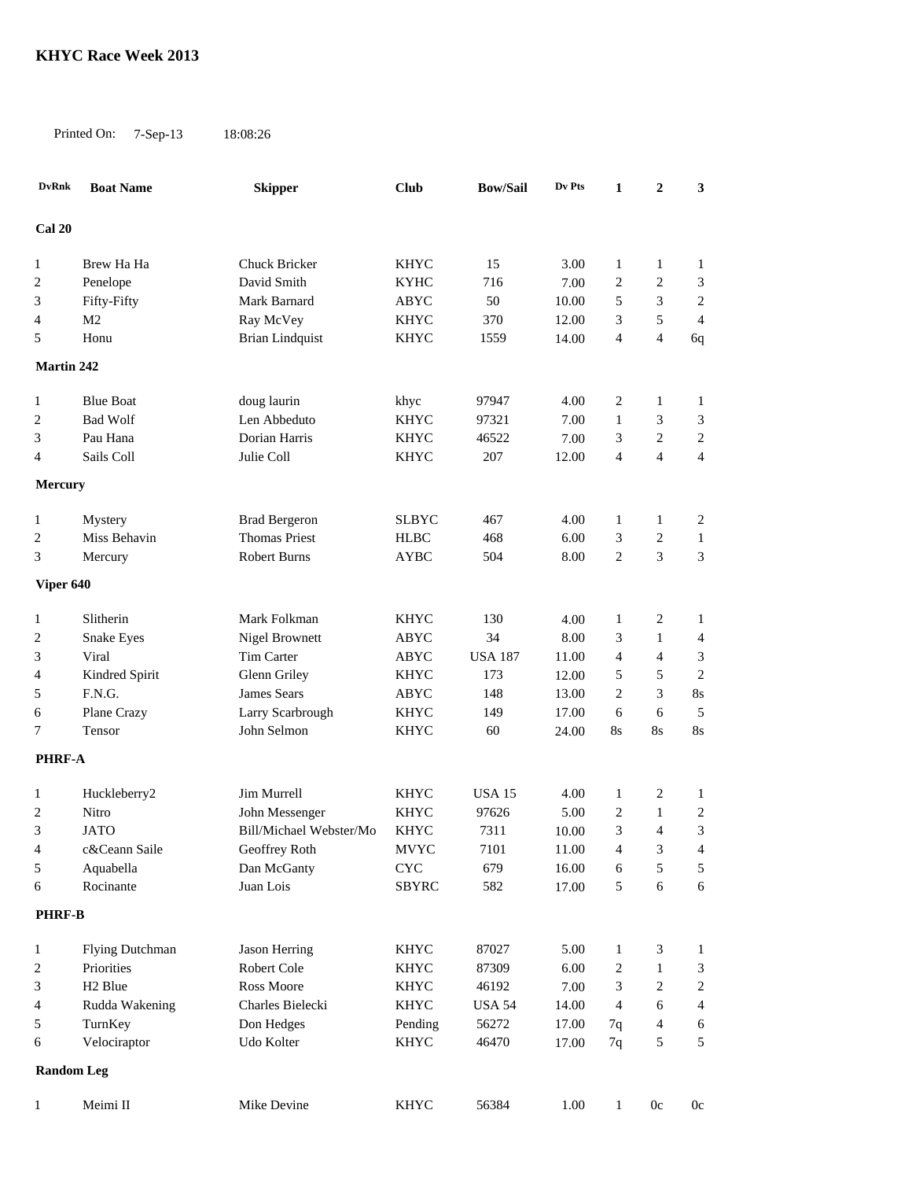# KHYC Race Week 2013

Printed On: 7-Sep-13 18:08:26

| DvRnk | Boat Name | Skipper | Club | Bow/Sail | Dv Pts | 1 | 2 | 3 |
|---|---|---|---|---|---|---|---|---|
| **Cal 20** | | | | | | | | |
| 1 | Brew Ha Ha | Chuck Bricker | KHYC | 15 | 3.00 | 1 | 1 | 1 |
| 2 | Penelope | David Smith | KYHC | 716 | 7.00 | 2 | 2 | 3 |
| 3 | Fifty-Fifty | Mark Barnard | ABYC | 50 | 10.00 | 5 | 3 | 2 |
| 4 | M2 | Ray McVey | KHYC | 370 | 12.00 | 3 | 5 | 4 |
| 5 | Honu | Brian Lindquist | KHYC | 1559 | 14.00 | 4 | 4 | 6q |
| **Martin 242** | | | | | | | | |
| 1 | Blue Boat | doug laurin | khyc | 97947 | 4.00 | 2 | 1 | 1 |
| 2 | Bad Wolf | Len Abbeduto | KHYC | 97321 | 7.00 | 1 | 3 | 3 |
| 3 | Pau Hana | Dorian Harris | KHYC | 46522 | 7.00 | 3 | 2 | 2 |
| 4 | Sails Coll | Julie Coll | KHYC | 207 | 12.00 | 4 | 4 | 4 |
| **Mercury** | | | | | | | | |
| 1 | Mystery | Brad Bergeron | SLBYC | 467 | 4.00 | 1 | 1 | 2 |
| 2 | Miss Behavin | Thomas Priest | HLBC | 468 | 6.00 | 3 | 2 | 1 |
| 3 | Mercury | Robert Burns | AYBC | 504 | 8.00 | 2 | 3 | 3 |
| **Viper 640** | | | | | | | | |
| 1 | Slitherin | Mark Folkman | KHYC | 130 | 4.00 | 1 | 2 | 1 |
| 2 | Snake Eyes | Nigel Brownett | ABYC | 34 | 8.00 | 3 | 1 | 4 |
| 3 | Viral | Tim Carter | ABYC | USA 187 | 11.00 | 4 | 4 | 3 |
| 4 | Kindred Spirit | Glenn Griley | KHYC | 173 | 12.00 | 5 | 5 | 2 |
| 5 | F.N.G. | James Sears | ABYC | 148 | 13.00 | 2 | 3 | 8s |
| 6 | Plane Crazy | Larry Scarbrough | KHYC | 149 | 17.00 | 6 | 6 | 5 |
| 7 | Tensor | John Selmon | KHYC | 60 | 24.00 | 8s | 8s | 8s |
| **PHRF-A** | | | | | | | | |
| 1 | Huckleberry2 | Jim Murrell | KHYC | USA 15 | 4.00 | 1 | 2 | 1 |
| 2 | Nitro | John Messenger | KHYC | 97626 | 5.00 | 2 | 1 | 2 |
| 3 | JATO | Bill/Michael Webster/Mo | KHYC | 7311 | 10.00 | 3 | 4 | 3 |
| 4 | c&Ceann Saile | Geoffrey Roth | MVYC | 7101 | 11.00 | 4 | 3 | 4 |
| 5 | Aquabella | Dan McGanty | CYC | 679 | 16.00 | 6 | 5 | 5 |
| 6 | Rocinante | Juan Lois | SBYRC | 582 | 17.00 | 5 | 6 | 6 |
| **PHRF-B** | | | | | | | | |
| 1 | Flying Dutchman | Jason Herring | KHYC | 87027 | 5.00 | 1 | 3 | 1 |
| 2 | Priorities | Robert Cole | KHYC | 87309 | 6.00 | 2 | 1 | 3 |
| 3 | H2 Blue | Ross Moore | KHYC | 46192 | 7.00 | 3 | 2 | 2 |
| 4 | Rudda Wakening | Charles Bielecki | KHYC | USA 54 | 14.00 | 4 | 6 | 4 |
| 5 | TurnKey | Don Hedges | Pending | 56272 | 17.00 | 7q | 4 | 6 |
| 6 | Velociraptor | Udo Kolter | KHYC | 46470 | 17.00 | 7q | 5 | 5 |
| **Random Leg** | | | | | | | | |
| 1 | Meimi II | Mike Devine | KHYC | 56384 | 1.00 | 1 | 0c | 0c |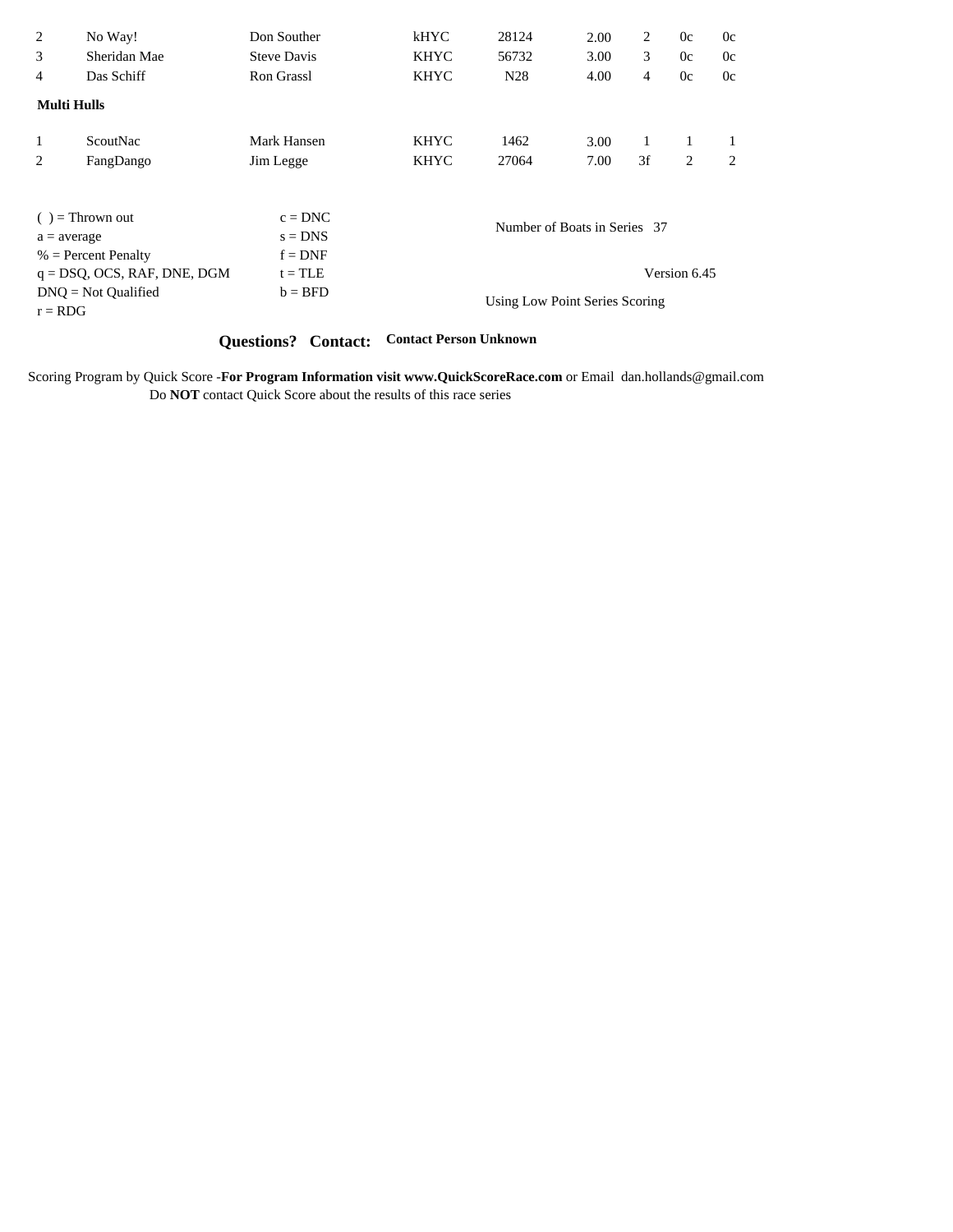| | | | | | | | | |
|---|---|---|---|---|---|---|---|---|
| 2 | No Way! | Don Souther | kHYC | 28124 | 2.00 | 2 | 0c | 0c |
| 3 | Sheridan Mae | Steve Davis | KHYC | 56732 | 3.00 | 3 | 0c | 0c |
| 4 | Das Schiff | Ron Grassl | KHYC | N28 | 4.00 | 4 | 0c | 0c |

**Multi Hulls**

| | | | | | | | | |
|---|---|---|---|---|---|---|---|---|
| 1 | ScoutNac | Mark Hansen | KHYC | 1462 | 3.00 | 1 | 1 | 1 |
| 2 | FangDango | Jim Legge | KHYC | 27064 | 7.00 | 3f | 2 | 2 |

( ) = Thrown out
a = average
% = Percent Penalty
q = DSQ, OCS, RAF, DNE, DGM
DNQ = Not Qualified
r = RDG

c = DNC
s = DNS
f = DNF
t = TLE
b = BFD

Number of Boats in Series 37

Version 6.45

Using Low Point Series Scoring

**Questions? Contact: Contact Person Unknown**

Scoring Program by Quick Score -**For Program Information visit www.QuickScoreRace.com** or Email dan.hollands@gmail.com
Do **NOT** contact Quick Score about the results of this race series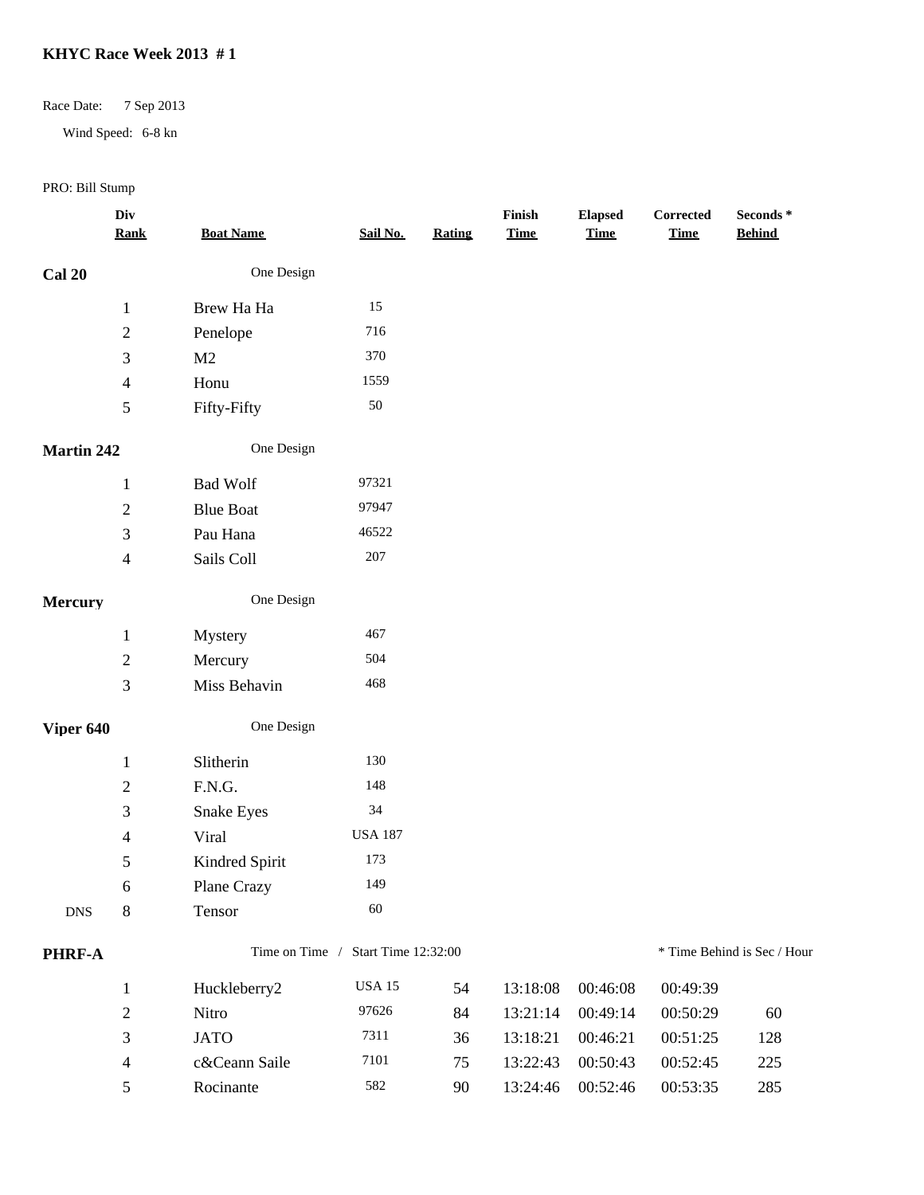## KHYC Race Week 2013 # 1

Race Date: 7 Sep 2013

Wind Speed: 6-8 kn

PRO: Bill Stump

| | Div Rank | Boat Name | Sail No. | Rating | Finish Time | Elapsed Time | Corrected Time | Seconds * Behind |
|---|---|---|---|---|---|---|---|---|
| **Cal 20** | | One Design | | | | | | |
| | 1 | Brew Ha Ha | 15 | | | | | |
| | 2 | Penelope | 716 | | | | | |
| | 3 | M2 | 370 | | | | | |
| | 4 | Honu | 1559 | | | | | |
| | 5 | Fifty-Fifty | 50 | | | | | |
| **Martin 242** | | One Design | | | | | | |
| | 1 | Bad Wolf | 97321 | | | | | |
| | 2 | Blue Boat | 97947 | | | | | |
| | 3 | Pau Hana | 46522 | | | | | |
| | 4 | Sails Coll | 207 | | | | | |
| **Mercury** | | One Design | | | | | | |
| | 1 | Mystery | 467 | | | | | |
| | 2 | Mercury | 504 | | | | | |
| | 3 | Miss Behavin | 468 | | | | | |
| **Viper 640** | | One Design | | | | | | |
| | 1 | Slitherin | 130 | | | | | |
| | 2 | F.N.G. | 148 | | | | | |
| | 3 | Snake Eyes | 34 | | | | | |
| | 4 | Viral | USA 187 | | | | | |
| | 5 | Kindred Spirit | 173 | | | | | |
| | 6 | Plane Crazy | 149 | | | | | |
| DNS | 8 | Tensor | 60 | | | | | |
| **PHRF-A** | | Time on Time / Start Time 12:32:00 | | | | | * Time Behind is Sec / Hour | |
| | 1 | Huckleberry2 | USA 15 | 54 | 13:18:08 | 00:46:08 | 00:49:39 | |
| | 2 | Nitro | 97626 | 84 | 13:21:14 | 00:49:14 | 00:50:29 | 60 |
| | 3 | JATO | 7311 | 36 | 13:18:21 | 00:46:21 | 00:51:25 | 128 |
| | 4 | c&Ceann Saile | 7101 | 75 | 13:22:43 | 00:50:43 | 00:52:45 | 225 |
| | 5 | Rocinante | 582 | 90 | 13:24:46 | 00:52:46 | 00:53:35 | 285 |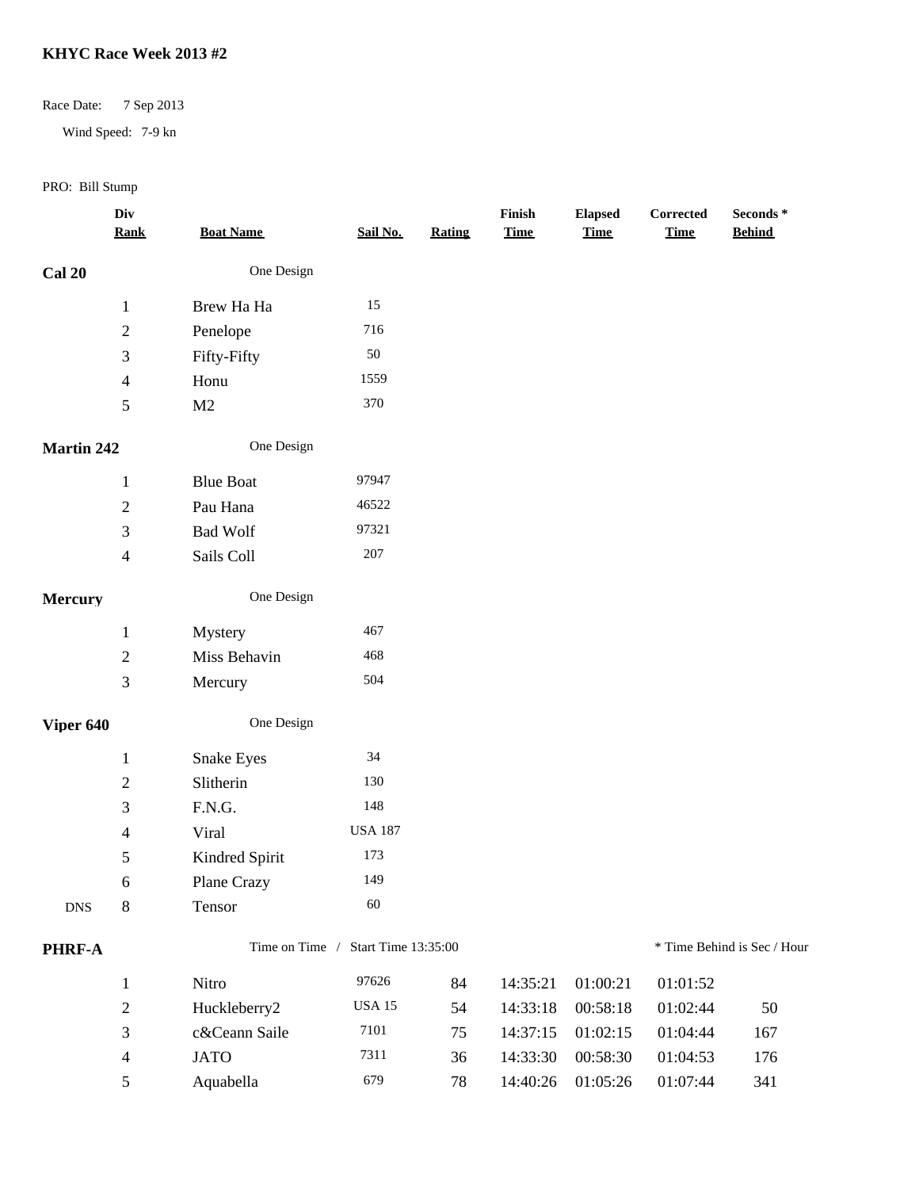# KHYC Race Week 2013 #2

Race Date: 7 Sep 2013

Wind Speed: 7-9 kn

PRO: Bill Stump

| | Div Rank | Boat Name | Sail No. | Rating | Finish Time | Elapsed Time | Corrected Time | Seconds * Behind |
|---|---|---|---|---|---|---|---|---|
| **Cal 20** | | One Design | | | | | | |
| | 1 | Brew Ha Ha | 15 | | | | | |
| | 2 | Penelope | 716 | | | | | |
| | 3 | Fifty-Fifty | 50 | | | | | |
| | 4 | Honu | 1559 | | | | | |
| | 5 | M2 | 370 | | | | | |
| **Martin 242** | | One Design | | | | | | |
| | 1 | Blue Boat | 97947 | | | | | |
| | 2 | Pau Hana | 46522 | | | | | |
| | 3 | Bad Wolf | 97321 | | | | | |
| | 4 | Sails Coll | 207 | | | | | |
| **Mercury** | | One Design | | | | | | |
| | 1 | Mystery | 467 | | | | | |
| | 2 | Miss Behavin | 468 | | | | | |
| | 3 | Mercury | 504 | | | | | |
| **Viper 640** | | One Design | | | | | | |
| | 1 | Snake Eyes | 34 | | | | | |
| | 2 | Slitherin | 130 | | | | | |
| | 3 | F.N.G. | 148 | | | | | |
| | 4 | Viral | USA 187 | | | | | |
| | 5 | Kindred Spirit | 173 | | | | | |
| | 6 | Plane Crazy | 149 | | | | | |
| DNS | 8 | Tensor | 60 | | | | | |
| **PHRF-A** | | Time on Time / Start Time 13:35:00 | | | | | * Time Behind is Sec / Hour | |
| | 1 | Nitro | 97626 | 84 | 14:35:21 | 01:00:21 | 01:01:52 | |
| | 2 | Huckleberry2 | USA 15 | 54 | 14:33:18 | 00:58:18 | 01:02:44 | 50 |
| | 3 | c&Ceann Saile | 7101 | 75 | 14:37:15 | 01:02:15 | 01:04:44 | 167 |
| | 4 | JATO | 7311 | 36 | 14:33:30 | 00:58:30 | 01:04:53 | 176 |
| | 5 | Aquabella | 679 | 78 | 14:40:26 | 01:05:26 | 01:07:44 | 341 |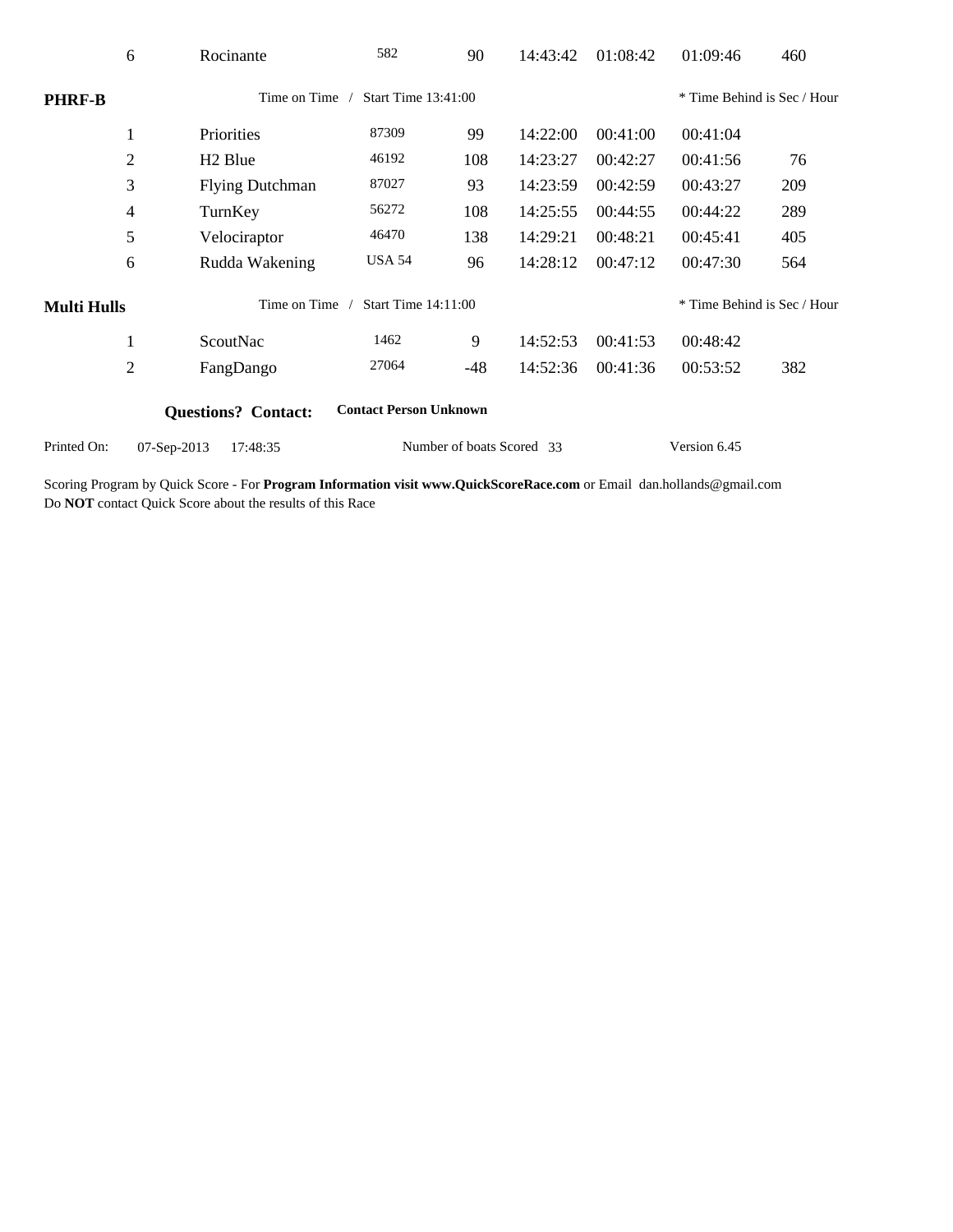| | | | | | | | |
|---|---|---|---|---|---|---|---|
| 6 | Rocinante | 582 | 90 | 14:43:42 | 01:08:42 | 01:09:46 | 460 |

**PHRF-B** Time on Time / Start Time 13:41:00 * Time Behind is Sec / Hour

| | | | | | | | |
|---|---|---|---|---|---|---|---|
| 1 | Priorities | 87309 | 99 | 14:22:00 | 00:41:00 | 00:41:04 | |
| 2 | H2 Blue | 46192 | 108 | 14:23:27 | 00:42:27 | 00:41:56 | 76 |
| 3 | Flying Dutchman | 87027 | 93 | 14:23:59 | 00:42:59 | 00:43:27 | 209 |
| 4 | TurnKey | 56272 | 108 | 14:25:55 | 00:44:55 | 00:44:22 | 289 |
| 5 | Velociraptor | 46470 | 138 | 14:29:21 | 00:48:21 | 00:45:41 | 405 |
| 6 | Rudda Wakening | USA 54 | 96 | 14:28:12 | 00:47:12 | 00:47:30 | 564 |

**Multi Hulls** Time on Time / Start Time 14:11:00 * Time Behind is Sec / Hour

| | | | | | | | |
|---|---|---|---|---|---|---|---|
| 1 | ScoutNac | 1462 | 9 | 14:52:53 | 00:41:53 | 00:48:42 | |
| 2 | FangDango | 27064 | -48 | 14:52:36 | 00:41:36 | 00:53:52 | 382 |

**Questions? Contact:** **Contact Person Unknown**

Printed On: 07-Sep-2013 17:48:35 Number of boats Scored 33 Version 6.45

Scoring Program by Quick Score - For **Program Information visit www.QuickScoreRace.com** or Email dan.hollands@gmail.com
Do **NOT** contact Quick Score about the results of this Race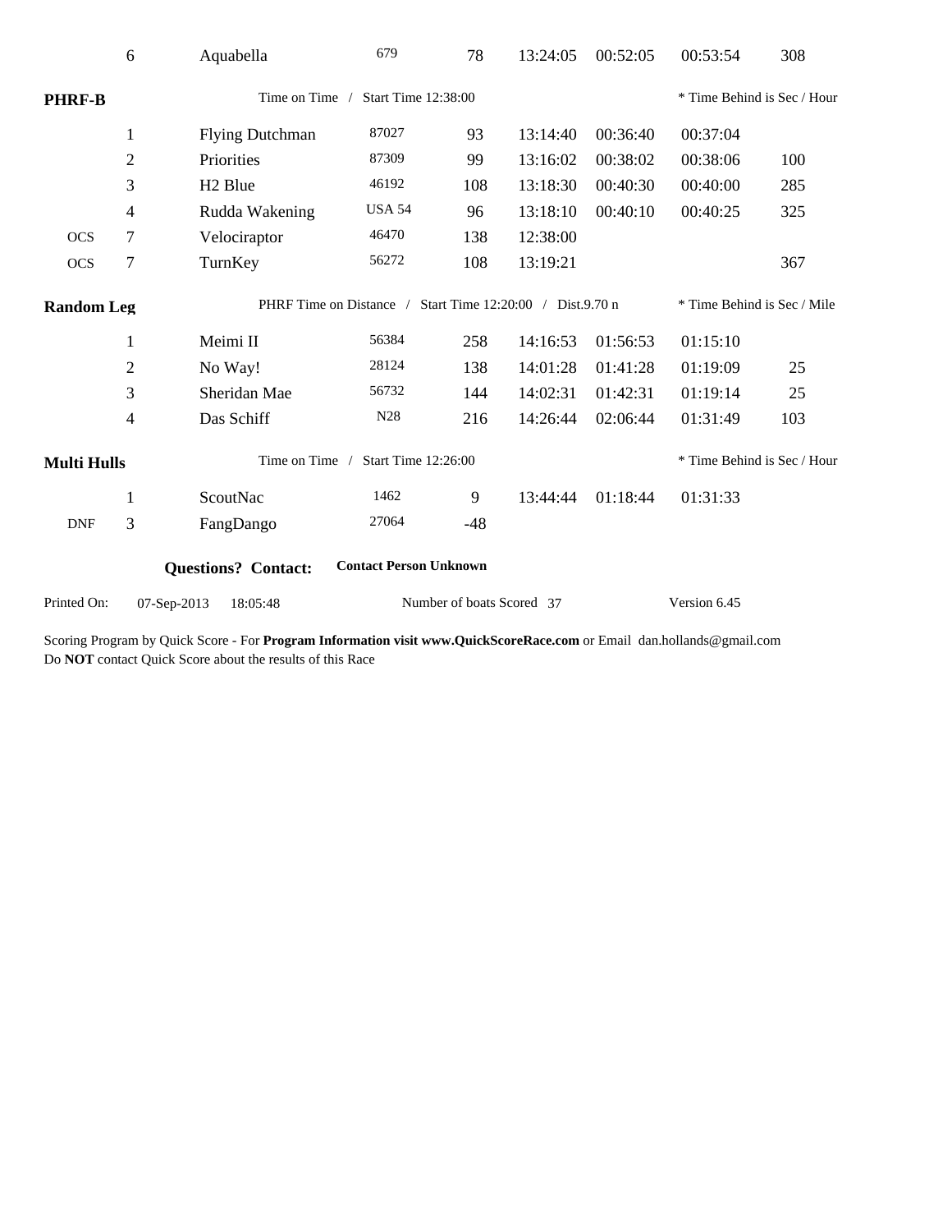| | 6 | Aquabella | 679 | 78 | 13:24:05 | 00:52:05 | 00:53:54 | 308 |
|---|---|---|---|---|---|---|---|---|

**PHRF-B** — Time on Time / Start Time 12:38:00 — * Time Behind is Sec / Hour

| | Place | Boat | Sail | Rating | Finish | Elapsed | Corrected | Behind |
|---|---|---|---|---|---|---|---|---|
| | 1 | Flying Dutchman | 87027 | 93 | 13:14:40 | 00:36:40 | 00:37:04 | |
| | 2 | Priorities | 87309 | 99 | 13:16:02 | 00:38:02 | 00:38:06 | 100 |
| | 3 | H2 Blue | 46192 | 108 | 13:18:30 | 00:40:30 | 00:40:00 | 285 |
| | 4 | Rudda Wakening | USA 54 | 96 | 13:18:10 | 00:40:10 | 00:40:25 | 325 |
| OCS | 7 | Velociraptor | 46470 | 138 | 12:38:00 | | | |
| OCS | 7 | TurnKey | 56272 | 108 | 13:19:21 | | | 367 |

**Random Leg** — PHRF Time on Distance / Start Time 12:20:00 / Dist.9.70 n — * Time Behind is Sec / Mile

| | Place | Boat | Sail | Rating | Finish | Elapsed | Corrected | Behind |
|---|---|---|---|---|---|---|---|---|
| | 1 | Meimi II | 56384 | 258 | 14:16:53 | 01:56:53 | 01:15:10 | |
| | 2 | No Way! | 28124 | 138 | 14:01:28 | 01:41:28 | 01:19:09 | 25 |
| | 3 | Sheridan Mae | 56732 | 144 | 14:02:31 | 01:42:31 | 01:19:14 | 25 |
| | 4 | Das Schiff | N28 | 216 | 14:26:44 | 02:06:44 | 01:31:49 | 103 |

**Multi Hulls** — Time on Time / Start Time 12:26:00 — * Time Behind is Sec / Hour

| | Place | Boat | Sail | Rating | Finish | Elapsed | Corrected | Behind |
|---|---|---|---|---|---|---|---|---|
| | 1 | ScoutNac | 1462 | 9 | 13:44:44 | 01:18:44 | 01:31:33 | |
| DNF | 3 | FangDango | 27064 | -48 | | | | |

**Questions? Contact:** **Contact Person Unknown**

Printed On: 07-Sep-2013 18:05:48 — Number of boats Scored 37 — Version 6.45

Scoring Program by Quick Score - For **Program Information visit www.QuickScoreRace.com** or Email dan.hollands@gmail.com
Do **NOT** contact Quick Score about the results of this Race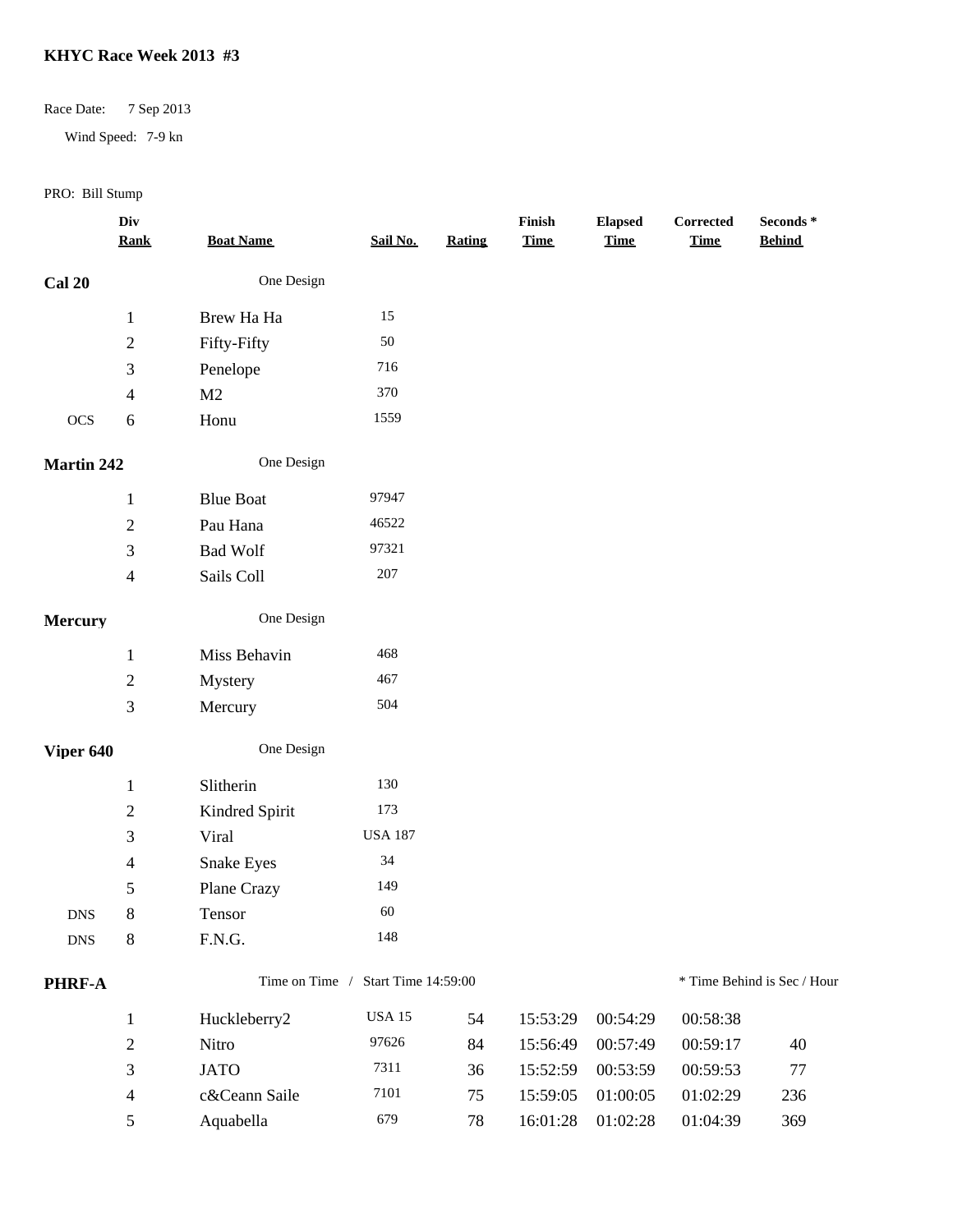## KHYC Race Week 2013 #3

Race Date: 7 Sep 2013

Wind Speed: 7-9 kn

PRO: Bill Stump

| | Div Rank | Boat Name | Sail No. | Rating | Finish Time | Elapsed Time | Corrected Time | Seconds * Behind |
|---|---|---|---|---|---|---|---|---|
| **Cal 20** | | One Design | | | | | | |
| | 1 | Brew Ha Ha | 15 | | | | | |
| | 2 | Fifty-Fifty | 50 | | | | | |
| | 3 | Penelope | 716 | | | | | |
| | 4 | M2 | 370 | | | | | |
| OCS | 6 | Honu | 1559 | | | | | |
| **Martin 242** | | One Design | | | | | | |
| | 1 | Blue Boat | 97947 | | | | | |
| | 2 | Pau Hana | 46522 | | | | | |
| | 3 | Bad Wolf | 97321 | | | | | |
| | 4 | Sails Coll | 207 | | | | | |
| **Mercury** | | One Design | | | | | | |
| | 1 | Miss Behavin | 468 | | | | | |
| | 2 | Mystery | 467 | | | | | |
| | 3 | Mercury | 504 | | | | | |
| **Viper 640** | | One Design | | | | | | |
| | 1 | Slitherin | 130 | | | | | |
| | 2 | Kindred Spirit | 173 | | | | | |
| | 3 | Viral | USA 187 | | | | | |
| | 4 | Snake Eyes | 34 | | | | | |
| | 5 | Plane Crazy | 149 | | | | | |
| DNS | 8 | Tensor | 60 | | | | | |
| DNS | 8 | F.N.G. | 148 | | | | | |
| **PHRF-A** | | Time on Time / Start Time 14:59:00 | | | | | * Time Behind is Sec / Hour | |
| | 1 | Huckleberry2 | USA 15 | 54 | 15:53:29 | 00:54:29 | 00:58:38 | |
| | 2 | Nitro | 97626 | 84 | 15:56:49 | 00:57:49 | 00:59:17 | 40 |
| | 3 | JATO | 7311 | 36 | 15:52:59 | 00:53:59 | 00:59:53 | 77 |
| | 4 | c&Ceann Saile | 7101 | 75 | 15:59:05 | 01:00:05 | 01:02:29 | 236 |
| | 5 | Aquabella | 679 | 78 | 16:01:28 | 01:02:28 | 01:04:39 | 369 |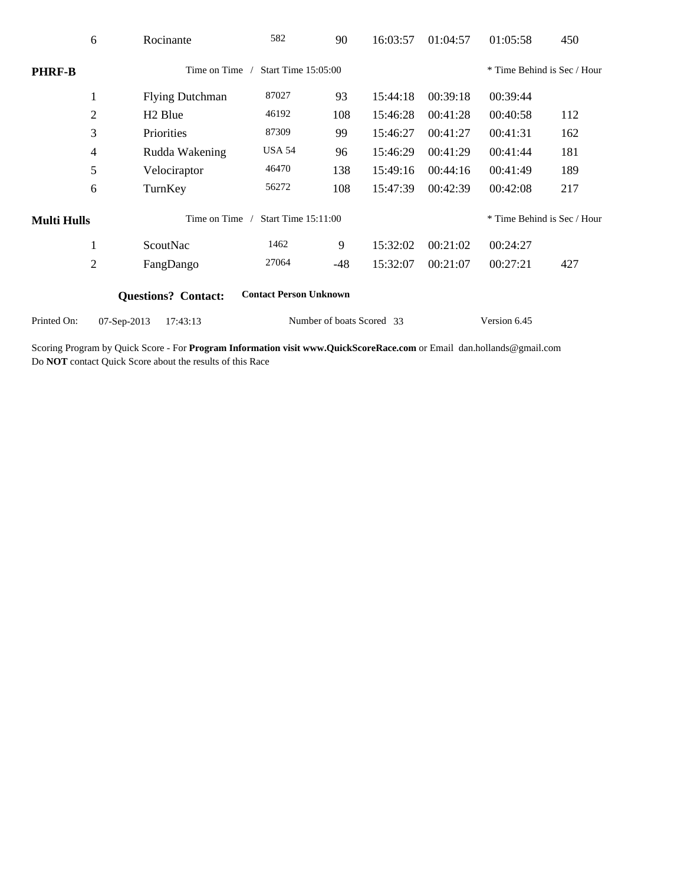| | | | | | | | |
|---|---|---|---|---|---|---|---|
| 6 | Rocinante | 582 | 90 | 16:03:57 | 01:04:57 | 01:05:58 | 450 |

**PHRF-B** Time on Time / Start Time 15:05:00 * Time Behind is Sec / Hour

| | | | | | | | |
|---|---|---|---|---|---|---|---|
| 1 | Flying Dutchman | 87027 | 93 | 15:44:18 | 00:39:18 | 00:39:44 | |
| 2 | H2 Blue | 46192 | 108 | 15:46:28 | 00:41:28 | 00:40:58 | 112 |
| 3 | Priorities | 87309 | 99 | 15:46:27 | 00:41:27 | 00:41:31 | 162 |
| 4 | Rudda Wakening | USA 54 | 96 | 15:46:29 | 00:41:29 | 00:41:44 | 181 |
| 5 | Velociraptor | 46470 | 138 | 15:49:16 | 00:44:16 | 00:41:49 | 189 |
| 6 | TurnKey | 56272 | 108 | 15:47:39 | 00:42:39 | 00:42:08 | 217 |

**Multi Hulls** Time on Time / Start Time 15:11:00 * Time Behind is Sec / Hour

| | | | | | | | |
|---|---|---|---|---|---|---|---|
| 1 | ScoutNac | 1462 | 9 | 15:32:02 | 00:21:02 | 00:24:27 | |
| 2 | FangDango | 27064 | -48 | 15:32:07 | 00:21:07 | 00:27:21 | 427 |

**Questions? Contact:** **Contact Person Unknown**

Printed On: 07-Sep-2013 17:43:13 Number of boats Scored 33 Version 6.45

Scoring Program by Quick Score - For **Program Information visit www.QuickScoreRace.com** or Email dan.hollands@gmail.com
Do **NOT** contact Quick Score about the results of this Race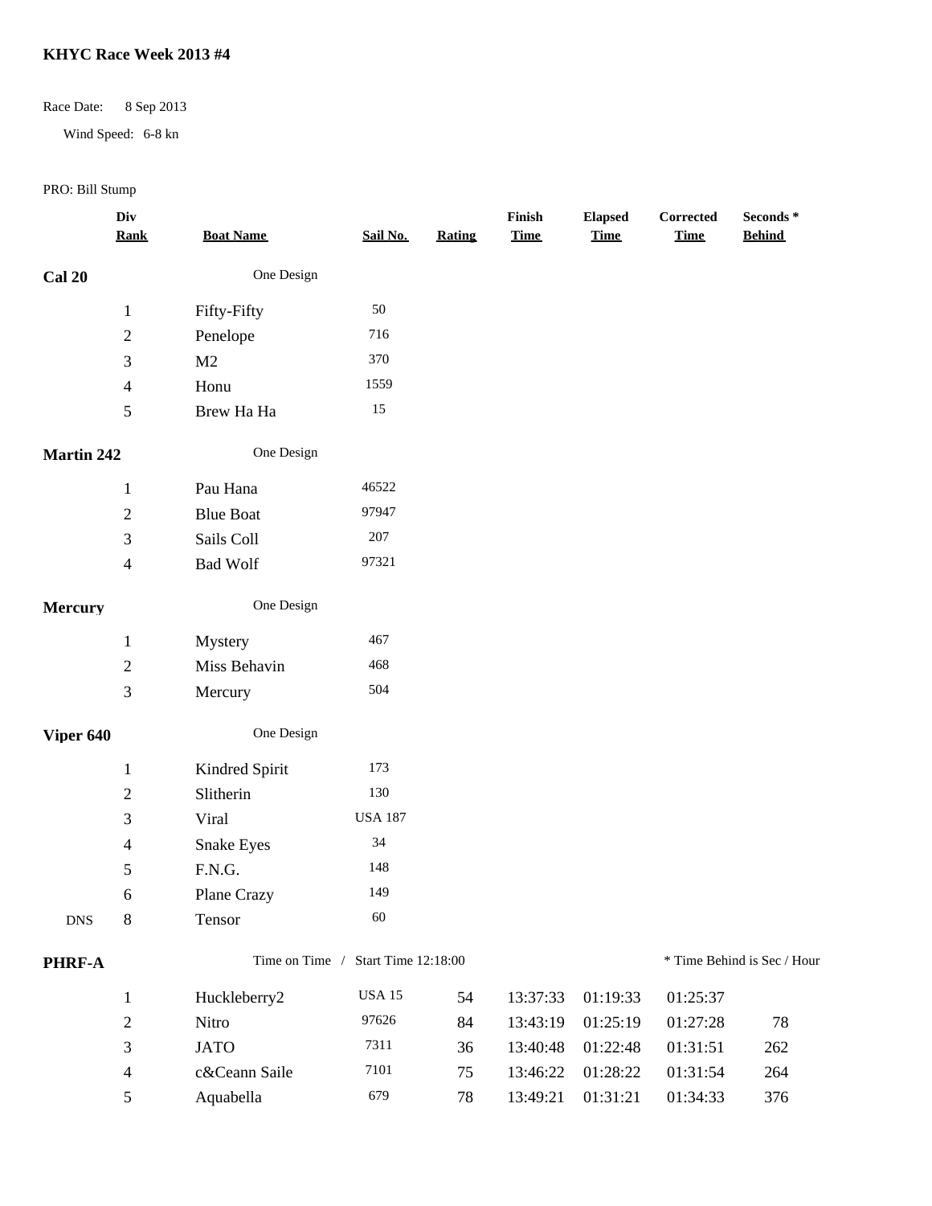# KHYC Race Week 2013 #4

Race Date: 8 Sep 2013

Wind Speed: 6-8 kn

PRO: Bill Stump

| | Div Rank | Boat Name | Sail No. | Rating | Finish Time | Elapsed Time | Corrected Time | Seconds * Behind |
|---|---|---|---|---|---|---|---|---|
| **Cal 20** | | One Design | | | | | | |
| | 1 | Fifty-Fifty | 50 | | | | | |
| | 2 | Penelope | 716 | | | | | |
| | 3 | M2 | 370 | | | | | |
| | 4 | Honu | 1559 | | | | | |
| | 5 | Brew Ha Ha | 15 | | | | | |
| **Martin 242** | | One Design | | | | | | |
| | 1 | Pau Hana | 46522 | | | | | |
| | 2 | Blue Boat | 97947 | | | | | |
| | 3 | Sails Coll | 207 | | | | | |
| | 4 | Bad Wolf | 97321 | | | | | |
| **Mercury** | | One Design | | | | | | |
| | 1 | Mystery | 467 | | | | | |
| | 2 | Miss Behavin | 468 | | | | | |
| | 3 | Mercury | 504 | | | | | |
| **Viper 640** | | One Design | | | | | | |
| | 1 | Kindred Spirit | 173 | | | | | |
| | 2 | Slitherin | 130 | | | | | |
| | 3 | Viral | USA 187 | | | | | |
| | 4 | Snake Eyes | 34 | | | | | |
| | 5 | F.N.G. | 148 | | | | | |
| | 6 | Plane Crazy | 149 | | | | | |
| DNS | 8 | Tensor | 60 | | | | | |
| **PHRF-A** | | Time on Time / Start Time 12:18:00 | | | | | * Time Behind is Sec / Hour | |
| | 1 | Huckleberry2 | USA 15 | 54 | 13:37:33 | 01:19:33 | 01:25:37 | |
| | 2 | Nitro | 97626 | 84 | 13:43:19 | 01:25:19 | 01:27:28 | 78 |
| | 3 | JATO | 7311 | 36 | 13:40:48 | 01:22:48 | 01:31:51 | 262 |
| | 4 | c&Ceann Saile | 7101 | 75 | 13:46:22 | 01:28:22 | 01:31:54 | 264 |
| | 5 | Aquabella | 679 | 78 | 13:49:21 | 01:31:21 | 01:34:33 | 376 |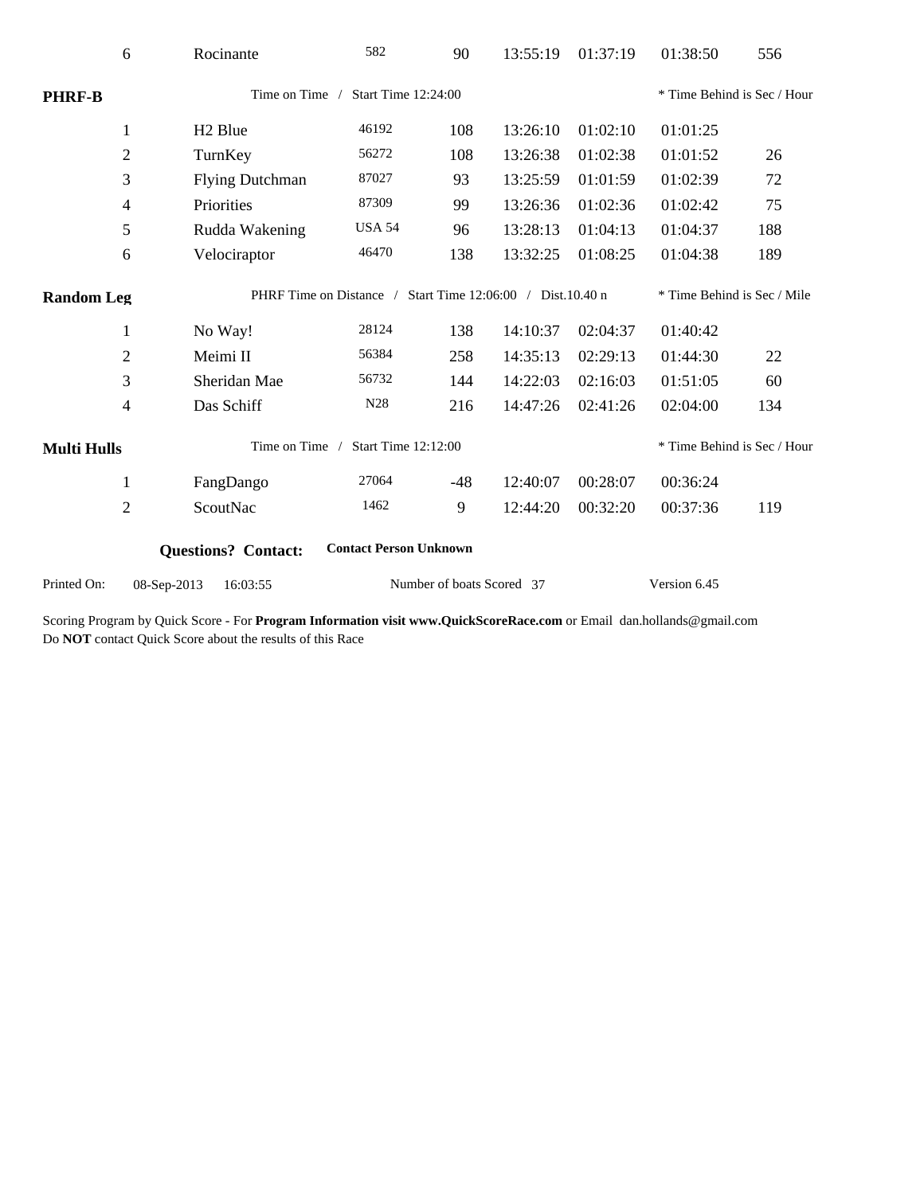| 6 | Rocinante | 582 | 90 | 13:55:19 | 01:37:19 | 01:38:50 | 556 |
|---|---|---|---|---|---|---|---|

**PHRF-B** Time on Time / Start Time 12:24:00 * Time Behind is Sec / Hour

| | | | | | | | |
|---|---|---|---|---|---|---|---|
| 1 | H2 Blue | 46192 | 108 | 13:26:10 | 01:02:10 | 01:01:25 | |
| 2 | TurnKey | 56272 | 108 | 13:26:38 | 01:02:38 | 01:01:52 | 26 |
| 3 | Flying Dutchman | 87027 | 93 | 13:25:59 | 01:01:59 | 01:02:39 | 72 |
| 4 | Priorities | 87309 | 99 | 13:26:36 | 01:02:36 | 01:02:42 | 75 |
| 5 | Rudda Wakening | USA 54 | 96 | 13:28:13 | 01:04:13 | 01:04:37 | 188 |
| 6 | Velociraptor | 46470 | 138 | 13:32:25 | 01:08:25 | 01:04:38 | 189 |

**Random Leg** PHRF Time on Distance / Start Time 12:06:00 / Dist.10.40 n * Time Behind is Sec / Mile

| | | | | | | | |
|---|---|---|---|---|---|---|---|
| 1 | No Way! | 28124 | 138 | 14:10:37 | 02:04:37 | 01:40:42 | |
| 2 | Meimi II | 56384 | 258 | 14:35:13 | 02:29:13 | 01:44:30 | 22 |
| 3 | Sheridan Mae | 56732 | 144 | 14:22:03 | 02:16:03 | 01:51:05 | 60 |
| 4 | Das Schiff | N28 | 216 | 14:47:26 | 02:41:26 | 02:04:00 | 134 |

**Multi Hulls** Time on Time / Start Time 12:12:00 * Time Behind is Sec / Hour

| | | | | | | | |
|---|---|---|---|---|---|---|---|
| 1 | FangDango | 27064 | -48 | 12:40:07 | 00:28:07 | 00:36:24 | |
| 2 | ScoutNac | 1462 | 9 | 12:44:20 | 00:32:20 | 00:37:36 | 119 |

**Questions? Contact:** **Contact Person Unknown**

Printed On: 08-Sep-2013 16:03:55 Number of boats Scored 37 Version 6.45

Scoring Program by Quick Score - For **Program Information visit www.QuickScoreRace.com** or Email dan.hollands@gmail.com
Do **NOT** contact Quick Score about the results of this Race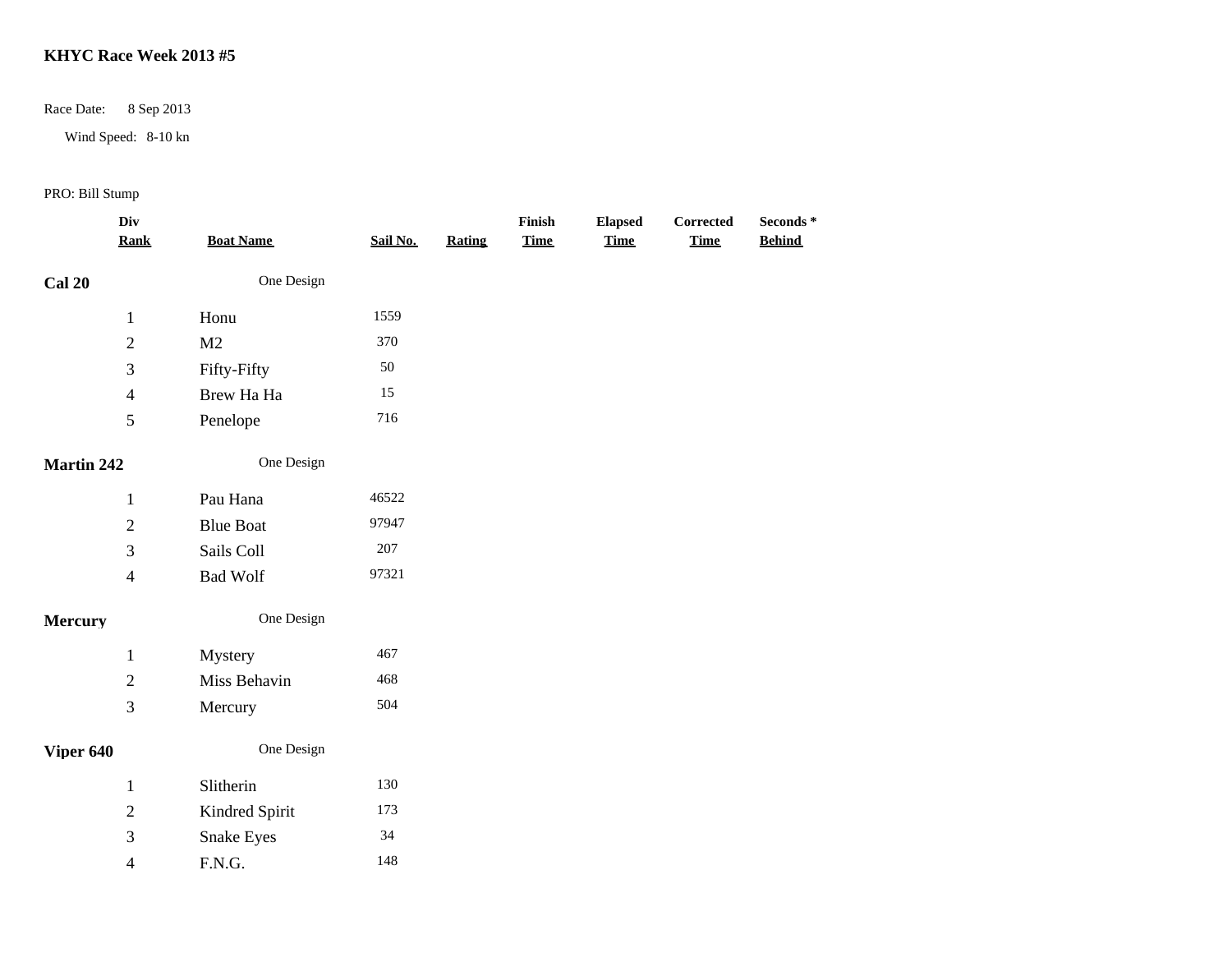**KHYC Race Week 2013 #5**

Race Date: 8 Sep 2013

Wind Speed: 8-10 kn

PRO: Bill Stump

| Div Rank | Boat Name | Sail No. | Rating | Finish Time | Elapsed Time | Corrected Time | Seconds * Behind |
|---|---|---|---|---|---|---|---|
| **Cal 20** | One Design | | | | | | |
| 1 | Honu | 1559 | | | | | |
| 2 | M2 | 370 | | | | | |
| 3 | Fifty-Fifty | 50 | | | | | |
| 4 | Brew Ha Ha | 15 | | | | | |
| 5 | Penelope | 716 | | | | | |
| **Martin 242** | One Design | | | | | | |
| 1 | Pau Hana | 46522 | | | | | |
| 2 | Blue Boat | 97947 | | | | | |
| 3 | Sails Coll | 207 | | | | | |
| 4 | Bad Wolf | 97321 | | | | | |
| **Mercury** | One Design | | | | | | |
| 1 | Mystery | 467 | | | | | |
| 2 | Miss Behavin | 468 | | | | | |
| 3 | Mercury | 504 | | | | | |
| **Viper 640** | One Design | | | | | | |
| 1 | Slitherin | 130 | | | | | |
| 2 | Kindred Spirit | 173 | | | | | |
| 3 | Snake Eyes | 34 | | | | | |
| 4 | F.N.G. | 148 | | | | | |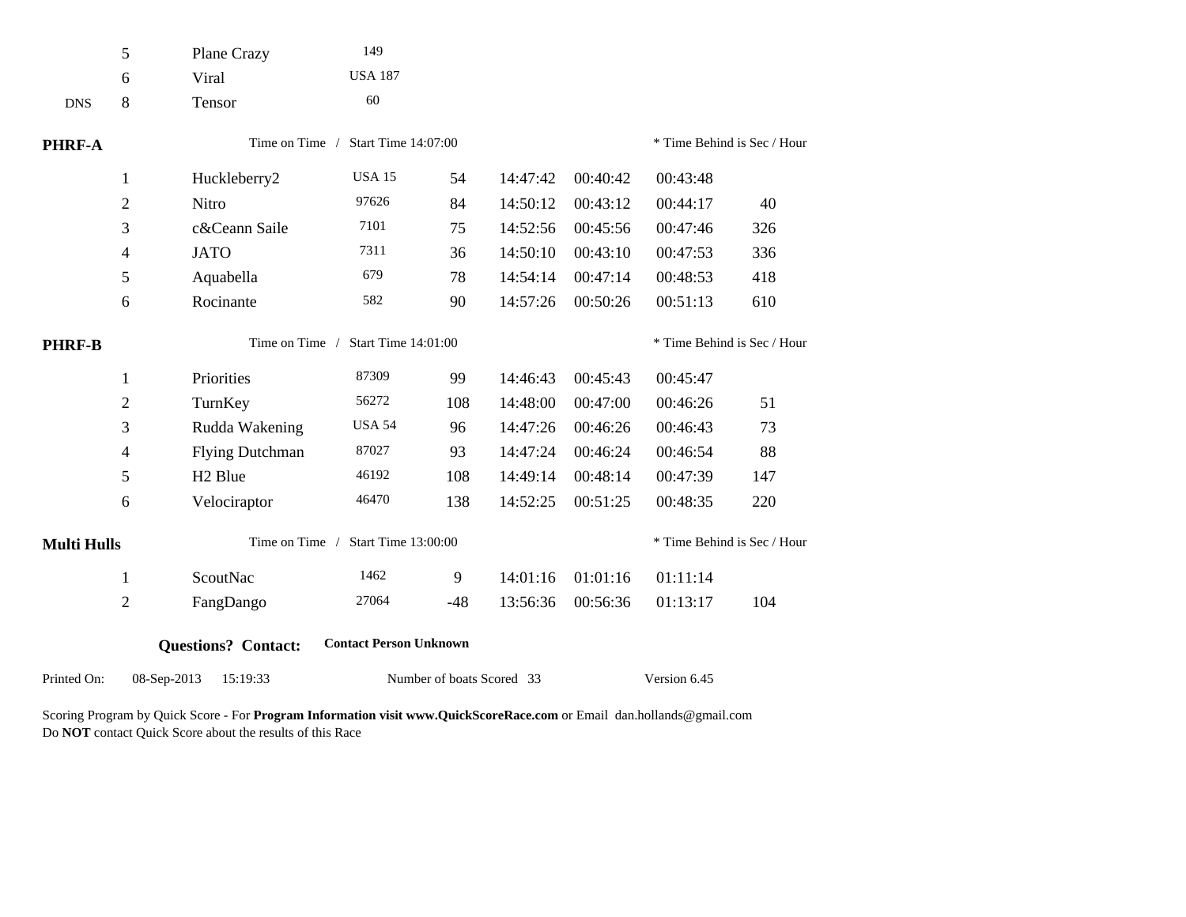| | | | | | | | | |
|---|---|---|---|---|---|---|---|---|
| | 5 | Plane Crazy | 149 | | | | | |
| | 6 | Viral | USA 187 | | | | | |
| DNS | 8 | Tensor | 60 | | | | | |

**PHRF-A** Time on Time / Start Time 14:07:00 * Time Behind is Sec / Hour

| | | | | | | | |
|---|---|---|---|---|---|---|---|
| 1 | Huckleberry2 | USA 15 | 54 | 14:47:42 | 00:40:42 | 00:43:48 | |
| 2 | Nitro | 97626 | 84 | 14:50:12 | 00:43:12 | 00:44:17 | 40 |
| 3 | c&Ceann Saile | 7101 | 75 | 14:52:56 | 00:45:56 | 00:47:46 | 326 |
| 4 | JATO | 7311 | 36 | 14:50:10 | 00:43:10 | 00:47:53 | 336 |
| 5 | Aquabella | 679 | 78 | 14:54:14 | 00:47:14 | 00:48:53 | 418 |
| 6 | Rocinante | 582 | 90 | 14:57:26 | 00:50:26 | 00:51:13 | 610 |

**PHRF-B** Time on Time / Start Time 14:01:00 * Time Behind is Sec / Hour

| | | | | | | | |
|---|---|---|---|---|---|---|---|
| 1 | Priorities | 87309 | 99 | 14:46:43 | 00:45:43 | 00:45:47 | |
| 2 | TurnKey | 56272 | 108 | 14:48:00 | 00:47:00 | 00:46:26 | 51 |
| 3 | Rudda Wakening | USA 54 | 96 | 14:47:26 | 00:46:26 | 00:46:43 | 73 |
| 4 | Flying Dutchman | 87027 | 93 | 14:47:24 | 00:46:24 | 00:46:54 | 88 |
| 5 | H2 Blue | 46192 | 108 | 14:49:14 | 00:48:14 | 00:47:39 | 147 |
| 6 | Velociraptor | 46470 | 138 | 14:52:25 | 00:51:25 | 00:48:35 | 220 |

**Multi Hulls** Time on Time / Start Time 13:00:00 * Time Behind is Sec / Hour

| | | | | | | | |
|---|---|---|---|---|---|---|---|
| 1 | ScoutNac | 1462 | 9 | 14:01:16 | 01:01:16 | 01:11:14 | |
| 2 | FangDango | 27064 | -48 | 13:56:36 | 00:56:36 | 01:13:17 | 104 |

**Questions? Contact:** **Contact Person Unknown**

Printed On: 08-Sep-2013 15:19:33 Number of boats Scored 33 Version 6.45

Scoring Program by Quick Score - For **Program Information visit www.QuickScoreRace.com** or Email dan.hollands@gmail.com
Do **NOT** contact Quick Score about the results of this Race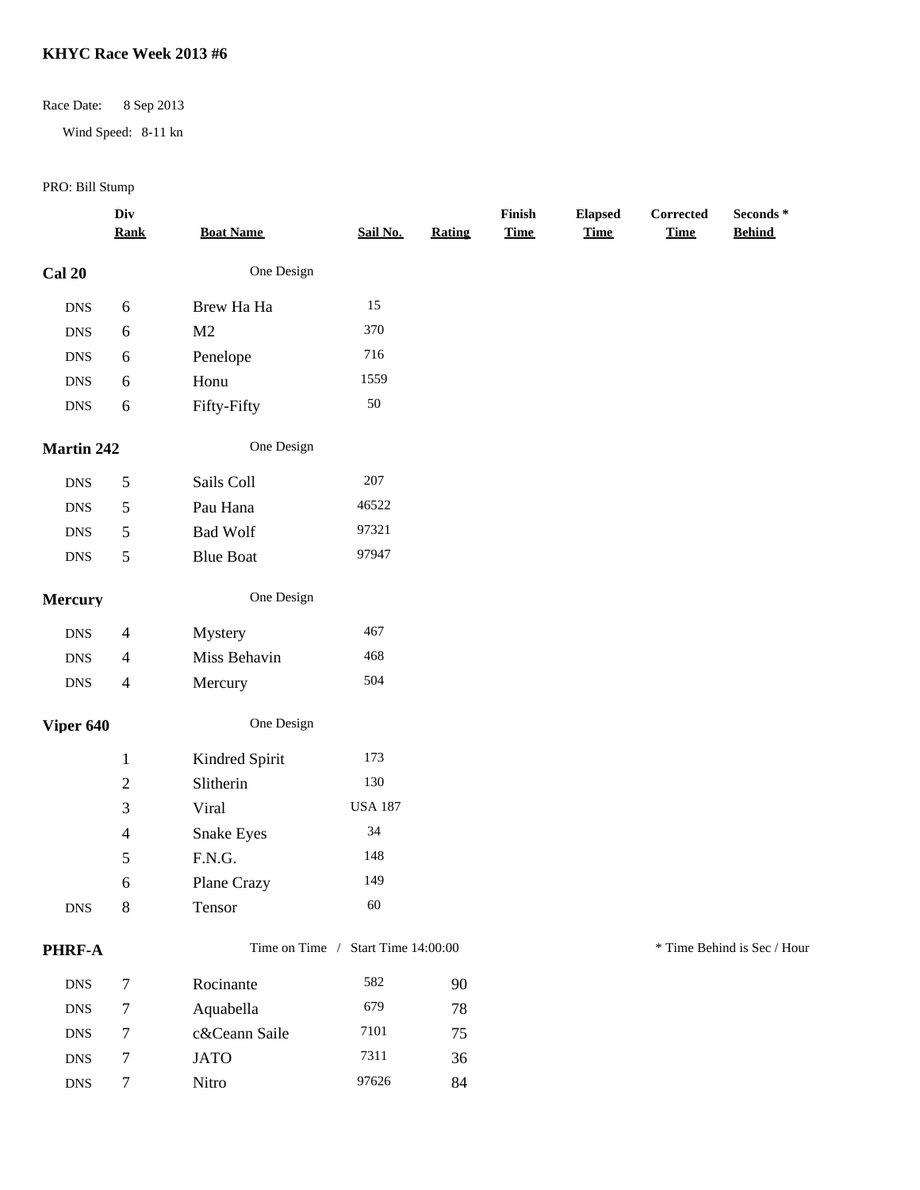**KHYC Race Week 2013 #6**

Race Date: 8 Sep 2013

Wind Speed: 8-11 kn

PRO: Bill Stump

| | Div Rank | Boat Name | Sail No. | Rating | Finish Time | Elapsed Time | Corrected Time | Seconds * Behind |
|---|---|---|---|---|---|---|---|---|
| **Cal 20** | | One Design | | | | | | |
| DNS | 6 | Brew Ha Ha | 15 | | | | | |
| DNS | 6 | M2 | 370 | | | | | |
| DNS | 6 | Penelope | 716 | | | | | |
| DNS | 6 | Honu | 1559 | | | | | |
| DNS | 6 | Fifty-Fifty | 50 | | | | | |
| **Martin 242** | | One Design | | | | | | |
| DNS | 5 | Sails Coll | 207 | | | | | |
| DNS | 5 | Pau Hana | 46522 | | | | | |
| DNS | 5 | Bad Wolf | 97321 | | | | | |
| DNS | 5 | Blue Boat | 97947 | | | | | |
| **Mercury** | | One Design | | | | | | |
| DNS | 4 | Mystery | 467 | | | | | |
| DNS | 4 | Miss Behavin | 468 | | | | | |
| DNS | 4 | Mercury | 504 | | | | | |
| **Viper 640** | | One Design | | | | | | |
| | 1 | Kindred Spirit | 173 | | | | | |
| | 2 | Slitherin | 130 | | | | | |
| | 3 | Viral | USA 187 | | | | | |
| | 4 | Snake Eyes | 34 | | | | | |
| | 5 | F.N.G. | 148 | | | | | |
| | 6 | Plane Crazy | 149 | | | | | |
| DNS | 8 | Tensor | 60 | | | | | |
| **PHRF-A** | | Time on Time / Start Time 14:00:00 | | | | | | * Time Behind is Sec / Hour |
| DNS | 7 | Rocinante | 582 | 90 | | | | |
| DNS | 7 | Aquabella | 679 | 78 | | | | |
| DNS | 7 | c&Ceann Saile | 7101 | 75 | | | | |
| DNS | 7 | JATO | 7311 | 36 | | | | |
| DNS | 7 | Nitro | 97626 | 84 | | | | |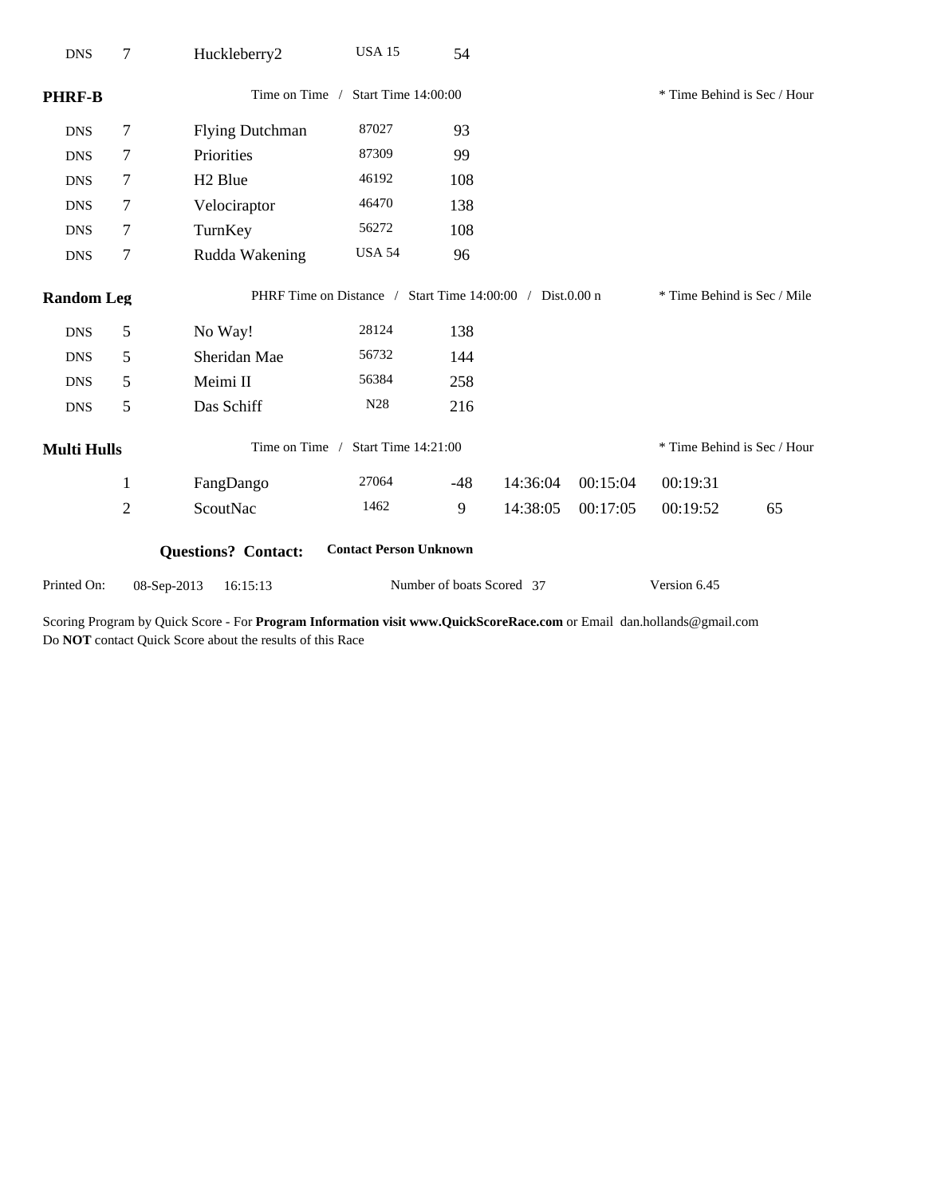| | | | | | | | | |
|---|---|---|---|---|---|---|---|---|
| DNS | 7 | Huckleberry2 | USA 15 | 54 | | | | |

**PHRF-B** Time on Time / Start Time 14:00:00 * Time Behind is Sec / Hour

| | | | | |
|---|---|---|---|---|
| DNS | 7 | Flying Dutchman | 87027 | 93 |
| DNS | 7 | Priorities | 87309 | 99 |
| DNS | 7 | H2 Blue | 46192 | 108 |
| DNS | 7 | Velociraptor | 46470 | 138 |
| DNS | 7 | TurnKey | 56272 | 108 |
| DNS | 7 | Rudda Wakening | USA 54 | 96 |

**Random Leg** PHRF Time on Distance / Start Time 14:00:00 / Dist.0.00 n * Time Behind is Sec / Mile

| | | | | |
|---|---|---|---|---|
| DNS | 5 | No Way! | 28124 | 138 |
| DNS | 5 | Sheridan Mae | 56732 | 144 |
| DNS | 5 | Meimi II | 56384 | 258 |
| DNS | 5 | Das Schiff | N28 | 216 |

**Multi Hulls** Time on Time / Start Time 14:21:00 * Time Behind is Sec / Hour

| | | | | | | | |
|---|---|---|---|---|---|---|---|
| 1 | FangDango | 27064 | -48 | 14:36:04 | 00:15:04 | 00:19:31 | |
| 2 | ScoutNac | 1462 | 9 | 14:38:05 | 00:17:05 | 00:19:52 | 65 |

**Questions? Contact:** **Contact Person Unknown**

Printed On: 08-Sep-2013 16:15:13 Number of boats Scored 37 Version 6.45

Scoring Program by Quick Score - For **Program Information visit www.QuickScoreRace.com** or Email dan.hollands@gmail.com
Do **NOT** contact Quick Score about the results of this Race